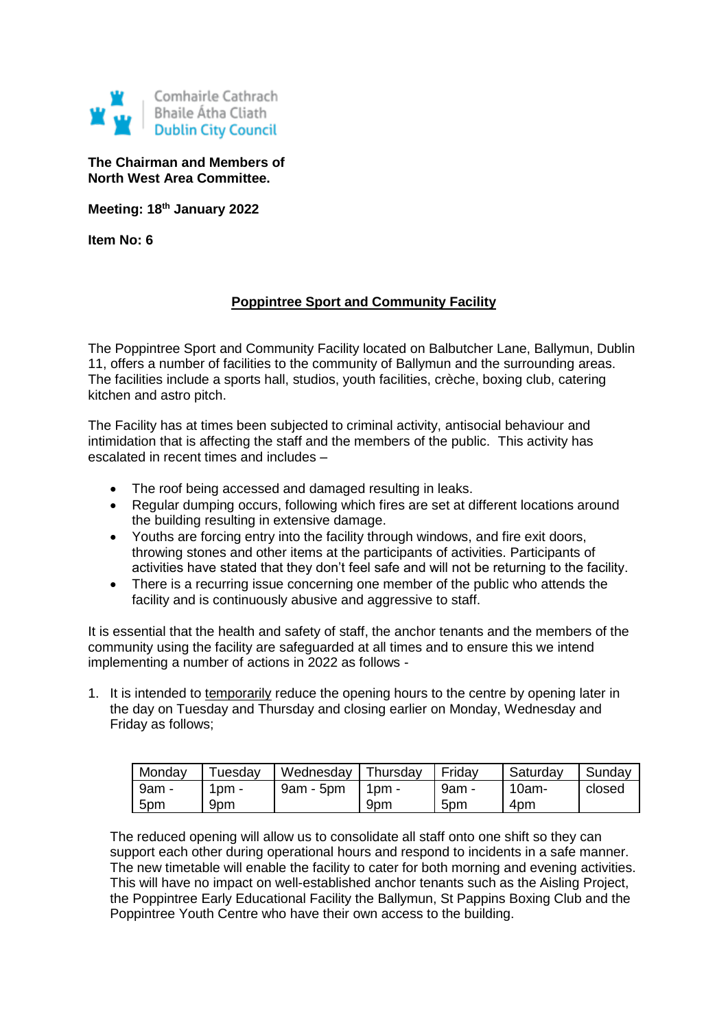Comhairle Cathrach
Bhaile Átha Cliath
Dublin City Council

**The Chairman and Members of**
**North West Area Committee.**

**Meeting: 18th January 2022**

**Item No: 6**

## Poppintree Sport and Community Facility

The Poppintree Sport and Community Facility located on Balbutcher Lane, Ballymun, Dublin 11, offers a number of facilities to the community of Ballymun and the surrounding areas. The facilities include a sports hall, studios, youth facilities, crèche, boxing club, catering kitchen and astro pitch.

The Facility has at times been subjected to criminal activity, antisocial behaviour and intimidation that is affecting the staff and the members of the public. This activity has escalated in recent times and includes –

- The roof being accessed and damaged resulting in leaks.
- Regular dumping occurs, following which fires are set at different locations around the building resulting in extensive damage.
- Youths are forcing entry into the facility through windows, and fire exit doors, throwing stones and other items at the participants of activities. Participants of activities have stated that they don't feel safe and will not be returning to the facility.
- There is a recurring issue concerning one member of the public who attends the facility and is continuously abusive and aggressive to staff.

It is essential that the health and safety of staff, the anchor tenants and the members of the community using the facility are safeguarded at all times and to ensure this we intend implementing a number of actions in 2022 as follows -

1. It is intended to temporarily reduce the opening hours to the centre by opening later in the day on Tuesday and Thursday and closing earlier on Monday, Wednesday and Friday as follows;

| Monday | Tuesday | Wednesday | Thursday | Friday | Saturday | Sunday |
|---|---|---|---|---|---|---|
| 9am - 5pm | 1pm - 9pm | 9am - 5pm | 1pm - 9pm | 9am - 5pm | 10am- 4pm | closed |

The reduced opening will allow us to consolidate all staff onto one shift so they can support each other during operational hours and respond to incidents in a safe manner. The new timetable will enable the facility to cater for both morning and evening activities. This will have no impact on well-established anchor tenants such as the Aisling Project, the Poppintree Early Educational Facility the Ballymun, St Pappins Boxing Club and the Poppintree Youth Centre who have their own access to the building.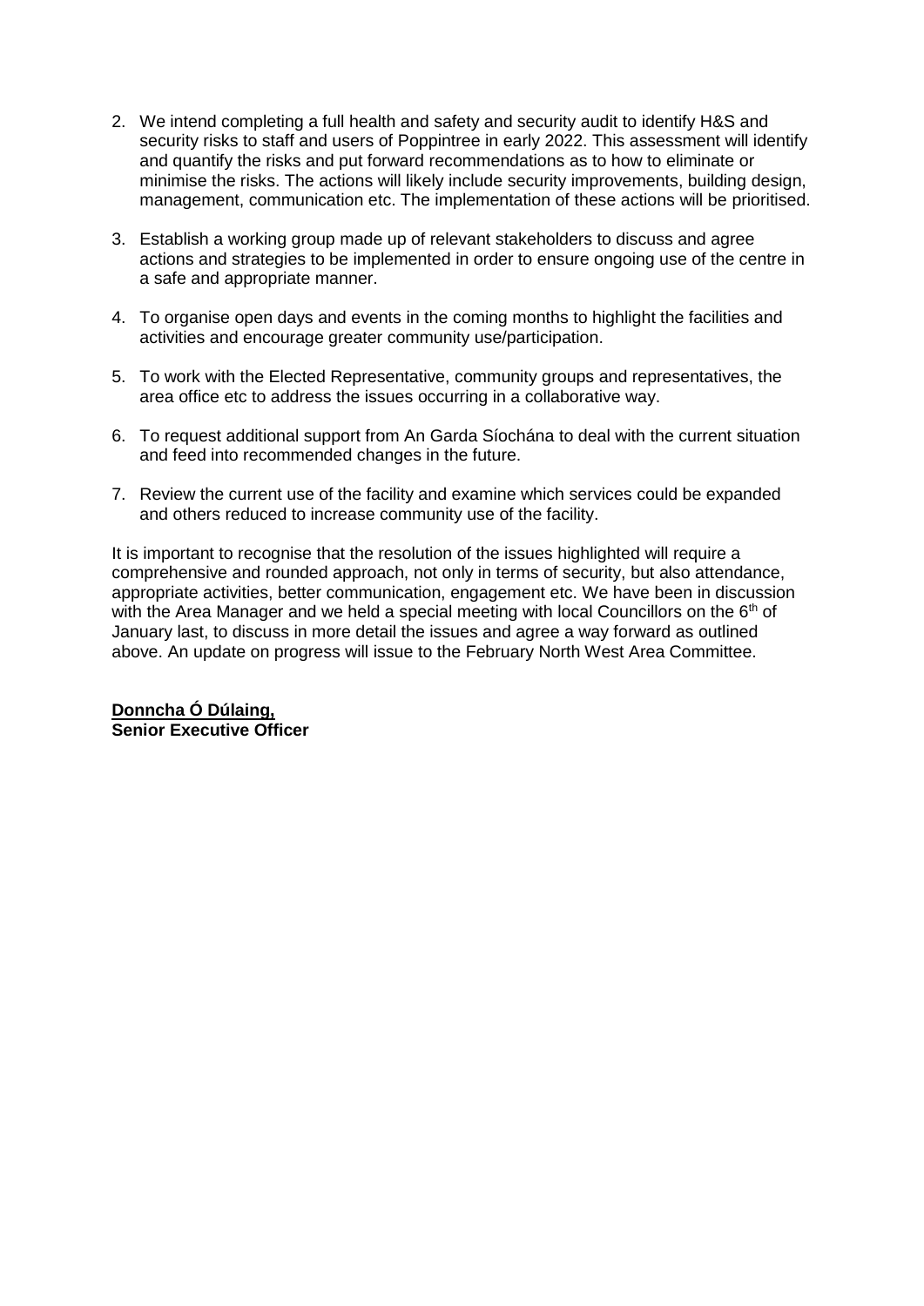2. We intend completing a full health and safety and security audit to identify H&S and security risks to staff and users of Poppintree in early 2022. This assessment will identify and quantify the risks and put forward recommendations as to how to eliminate or minimise the risks. The actions will likely include security improvements, building design, management, communication etc. The implementation of these actions will be prioritised.

3. Establish a working group made up of relevant stakeholders to discuss and agree actions and strategies to be implemented in order to ensure ongoing use of the centre in a safe and appropriate manner.

4. To organise open days and events in the coming months to highlight the facilities and activities and encourage greater community use/participation.

5. To work with the Elected Representative, community groups and representatives, the area office etc to address the issues occurring in a collaborative way.

6. To request additional support from An Garda Síochána to deal with the current situation and feed into recommended changes in the future.

7. Review the current use of the facility and examine which services could be expanded and others reduced to increase community use of the facility.

It is important to recognise that the resolution of the issues highlighted will require a comprehensive and rounded approach, not only in terms of security, but also attendance, appropriate activities, better communication, engagement etc. We have been in discussion with the Area Manager and we held a special meeting with local Councillors on the 6th of January last, to discuss in more detail the issues and agree a way forward as outlined above. An update on progress will issue to the February North West Area Committee.

**Donncha Ó Dúlaing,**
**Senior Executive Officer**